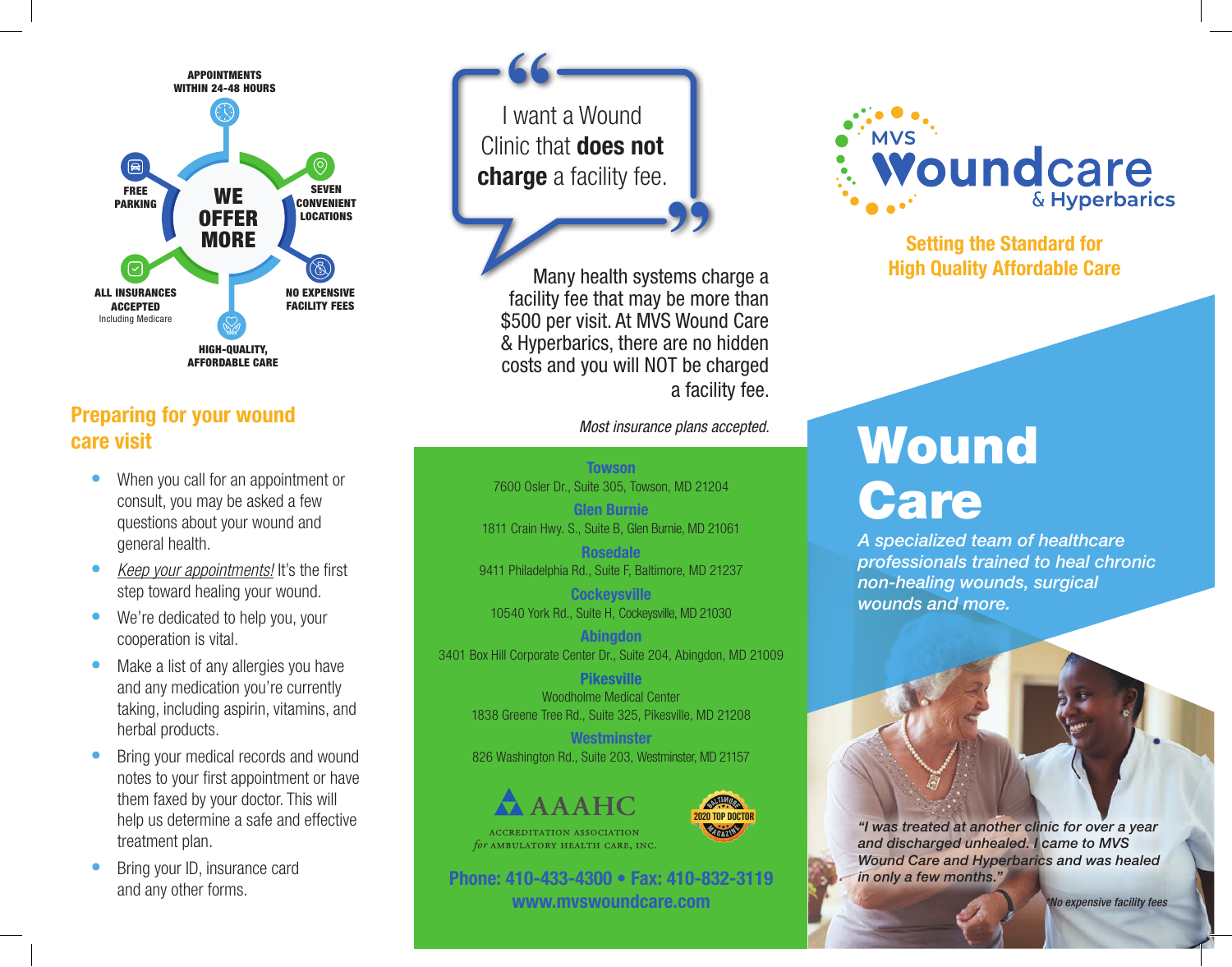APPOINTMENTS WITHIN 24-48 HOURS

FREE PARKING

**WE OFFER MORE**

SEVEN CONVENIENT LOCATIONS

ALL INSURANCES ACCEPTED
Including Medicare

NO EXPENSIVE FACILITY FEES

HIGH-QUALITY, AFFORDABLE CARE

## Preparing for your wound care visit

- When you call for an appointment or consult, you may be asked a few questions about your wound and general health.
- *Keep your appointments!* It's the first step toward healing your wound.
- We're dedicated to help you, your cooperation is vital.
- Make a list of any allergies you have and any medication you're currently taking, including aspirin, vitamins, and herbal products.
- Bring your medical records and wound notes to your first appointment or have them faxed by your doctor. This will help us determine a safe and effective treatment plan.
- Bring your ID, insurance card and any other forms.

"I want a Wound Clinic that **does not charge** a facility fee."

Many health systems charge a facility fee that may be more than $500 per visit. At MVS Wound Care & Hyperbarics, there are no hidden costs and you will NOT be charged a facility fee.

*Most insurance plans accepted.*

**Towson**
7600 Osler Dr., Suite 305, Towson, MD 21204

**Glen Burnie**
1811 Crain Hwy. S., Suite B, Glen Burnie, MD 21061

**Rosedale**
9411 Philadelphia Rd., Suite F, Baltimore, MD 21237

**Cockeysville**
10540 York Rd., Suite H, Cockeysville, MD 21030

**Abingdon**
3401 Box Hill Corporate Center Dr., Suite 204, Abingdon, MD 21009

**Pikesville**
Woodholme Medical Center
1838 Greene Tree Rd., Suite 325, Pikesville, MD 21208

**Westminster**
826 Washington Rd., Suite 203, Westminster, MD 21157

AAAHC
ACCREDITATION ASSOCIATION for AMBULATORY HEALTH CARE, INC.

BALTIMORE MAGAZINE 2020 TOP DOCTOR

**Phone: 410-433-4300 • Fax: 410-832-3119**
**www.mvswoundcare.com**

MVS Woundcare & Hyperbarics

**Setting the Standard for High Quality Affordable Care**

# Wound Care

*A specialized team of healthcare professionals trained to heal chronic non-healing wounds, surgical wounds and more.*

*"I was treated at another clinic for over a year and discharged unhealed. I came to MVS Wound Care and Hyperbarics and was healed in only a few months."*

*No expensive facility fees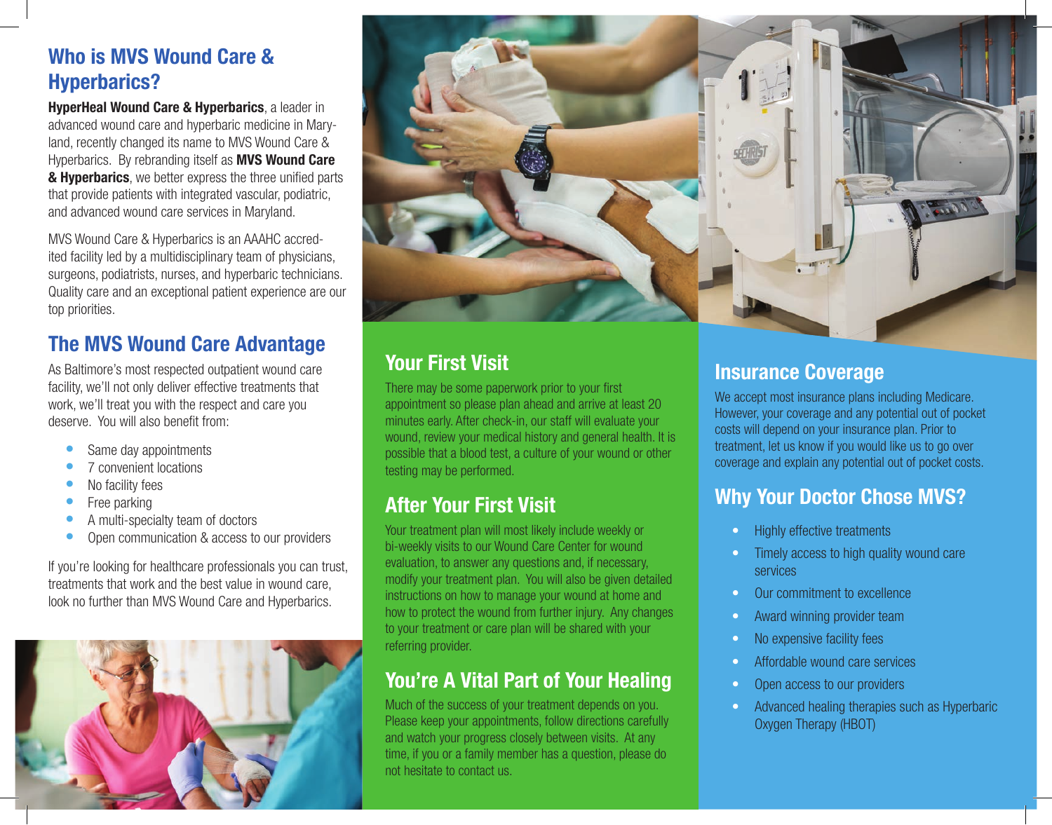## Who is MVS Wound Care & Hyperbarics?

**HyperHeal Wound Care & Hyperbarics**, a leader in advanced wound care and hyperbaric medicine in Maryland, recently changed its name to MVS Wound Care & Hyperbarics. By rebranding itself as **MVS Wound Care & Hyperbarics**, we better express the three unified parts that provide patients with integrated vascular, podiatric, and advanced wound care services in Maryland.

MVS Wound Care & Hyperbarics is an AAAHC accredited facility led by a multidisciplinary team of physicians, surgeons, podiatrists, nurses, and hyperbaric technicians. Quality care and an exceptional patient experience are our top priorities.

## The MVS Wound Care Advantage

As Baltimore's most respected outpatient wound care facility, we'll not only deliver effective treatments that work, we'll treat you with the respect and care you deserve. You will also benefit from:

- Same day appointments
- 7 convenient locations
- No facility fees
- Free parking
- A multi-specialty team of doctors
- Open communication & access to our providers

If you're looking for healthcare professionals you can trust, treatments that work and the best value in wound care, look no further than MVS Wound Care and Hyperbarics.

## Your First Visit

There may be some paperwork prior to your first appointment so please plan ahead and arrive at least 20 minutes early. After check-in, our staff will evaluate your wound, review your medical history and general health. It is possible that a blood test, a culture of your wound or other testing may be performed.

## After Your First Visit

Your treatment plan will most likely include weekly or bi-weekly visits to our Wound Care Center for wound evaluation, to answer any questions and, if necessary, modify your treatment plan. You will also be given detailed instructions on how to manage your wound at home and how to protect the wound from further injury. Any changes to your treatment or care plan will be shared with your referring provider.

## You're A Vital Part of Your Healing

Much of the success of your treatment depends on you. Please keep your appointments, follow directions carefully and watch your progress closely between visits. At any time, if you or a family member has a question, please do not hesitate to contact us.

## Insurance Coverage

We accept most insurance plans including Medicare. However, your coverage and any potential out of pocket costs will depend on your insurance plan. Prior to treatment, let us know if you would like us to go over coverage and explain any potential out of pocket costs.

## Why Your Doctor Chose MVS?

- Highly effective treatments
- Timely access to high quality wound care services
- Our commitment to excellence
- Award winning provider team
- No expensive facility fees
- Affordable wound care services
- Open access to our providers
- Advanced healing therapies such as Hyperbaric Oxygen Therapy (HBOT)